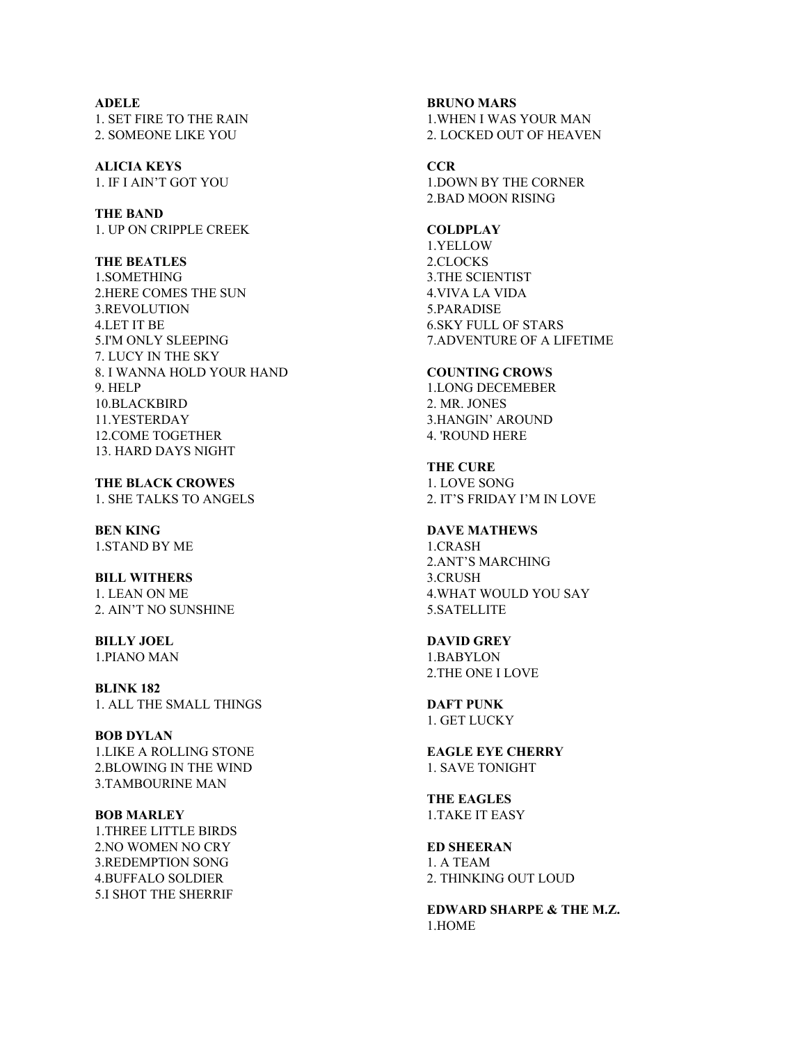**ADELE**
1. SET FIRE TO THE RAIN
2. SOMEONE LIKE YOU

**ALICIA KEYS**
1. IF I AIN'T GOT YOU

**THE BAND**
1. UP ON CRIPPLE CREEK

**THE BEATLES**
1.SOMETHING
2.HERE COMES THE SUN
3.REVOLUTION
4.LET IT BE
5.I'M ONLY SLEEPING
7. LUCY IN THE SKY
8. I WANNA HOLD YOUR HAND
9. HELP
10.BLACKBIRD
11.YESTERDAY
12.COME TOGETHER
13. HARD DAYS NIGHT

**THE BLACK CROWES**
1. SHE TALKS TO ANGELS

**BEN KING**
1.STAND BY ME

**BILL WITHERS**
1. LEAN ON ME
2. AIN'T NO SUNSHINE

**BILLY JOEL**
1.PIANO MAN

**BLINK 182**
1. ALL THE SMALL THINGS

**BOB DYLAN**
1.LIKE A ROLLING STONE
2.BLOWING IN THE WIND
3.TAMBOURINE MAN

**BOB MARLEY**
1.THREE LITTLE BIRDS
2.NO WOMEN NO CRY
3.REDEMPTION SONG
4.BUFFALO SOLDIER
5.I SHOT THE SHERRIF

**BRUNO MARS**
1.WHEN I WAS YOUR MAN
2. LOCKED OUT OF HEAVEN

**CCR**
1.DOWN BY THE CORNER
2.BAD MOON RISING

**COLDPLAY**
1.YELLOW
2.CLOCKS
3.THE SCIENTIST
4.VIVA LA VIDA
5.PARADISE
6.SKY FULL OF STARS
7.ADVENTURE OF A LIFETIME

**COUNTING CROWS**
1.LONG DECEMEBER
2. MR. JONES
3.HANGIN' AROUND
4. 'ROUND HERE

**THE CURE**
1. LOVE SONG
2. IT'S FRIDAY I'M IN LOVE

**DAVE MATHEWS**
1.CRASH
2.ANT'S MARCHING
3.CRUSH
4.WHAT WOULD YOU SAY
5.SATELLITE

**DAVID GREY**
1.BABYLON
2.THE ONE I LOVE

**DAFT PUNK**
1. GET LUCKY

**EAGLE EYE CHERRY**
1. SAVE TONIGHT

**THE EAGLES**
1.TAKE IT EASY

**ED SHEERAN**
1. A TEAM
2. THINKING OUT LOUD

**EDWARD SHARPE & THE M.Z.**
1.HOME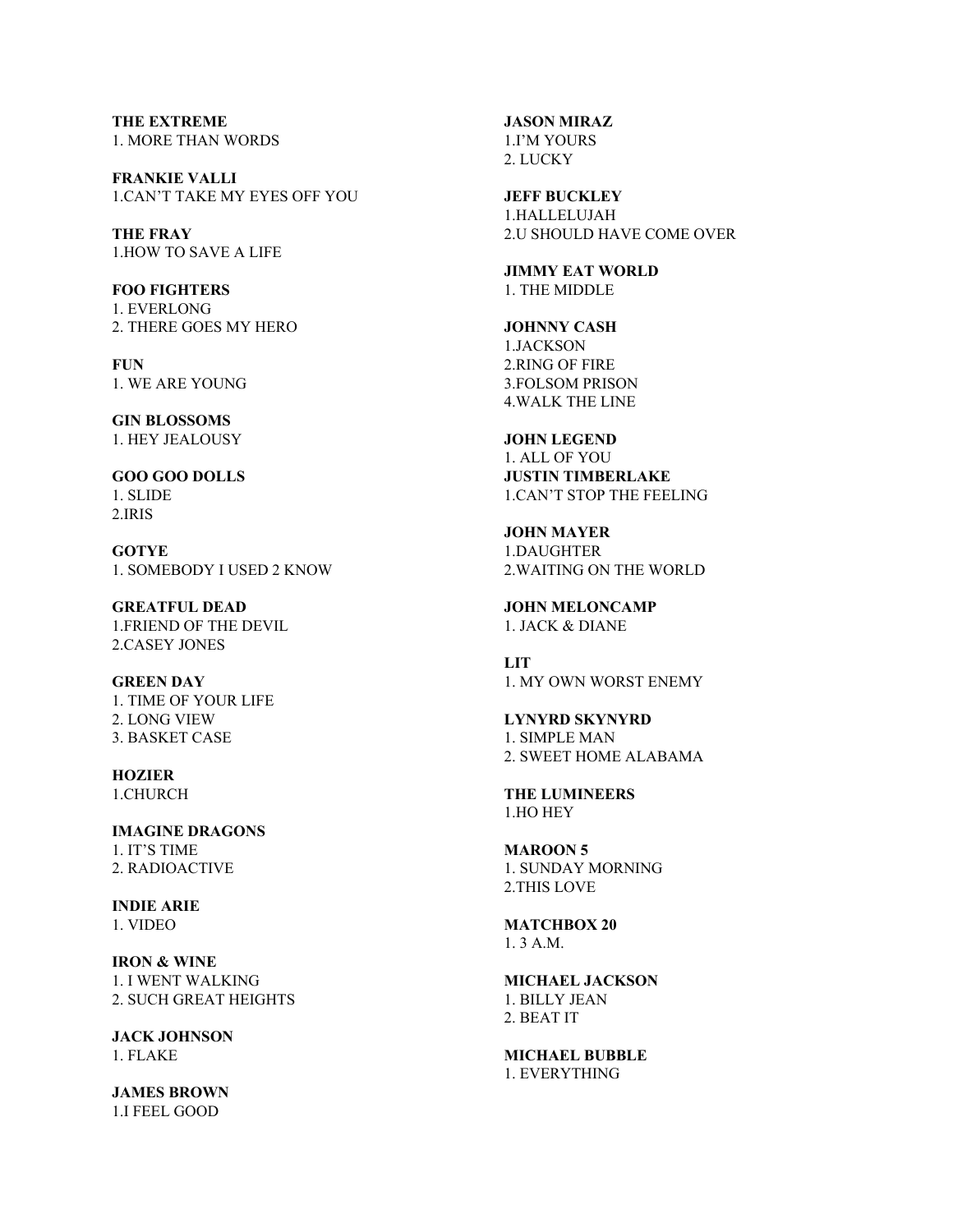**THE EXTREME**
1. MORE THAN WORDS

**FRANKIE VALLI**
1.CAN'T TAKE MY EYES OFF YOU

**THE FRAY**
1.HOW TO SAVE A LIFE

**FOO FIGHTERS**
1. EVERLONG
2. THERE GOES MY HERO

**FUN**
1. WE ARE YOUNG

**GIN BLOSSOMS**
1. HEY JEALOUSY

**GOO GOO DOLLS**
1. SLIDE
2.IRIS

**GOTYE**
1. SOMEBODY I USED 2 KNOW

**GREATFUL DEAD**
1.FRIEND OF THE DEVIL
2.CASEY JONES

**GREEN DAY**
1. TIME OF YOUR LIFE
2. LONG VIEW
3. BASKET CASE

**HOZIER**
1.CHURCH

**IMAGINE DRAGONS**
1. IT'S TIME
2. RADIOACTIVE

**INDIE ARIE**
1. VIDEO

**IRON & WINE**
1. I WENT WALKING
2. SUCH GREAT HEIGHTS

**JACK JOHNSON**
1. FLAKE

**JAMES BROWN**
1.I FEEL GOOD

**JASON MIRAZ**
1.I'M YOURS
2. LUCKY

**JEFF BUCKLEY**
1.HALLELUJAH
2.U SHOULD HAVE COME OVER

**JIMMY EAT WORLD**
1. THE MIDDLE

**JOHNNY CASH**
1.JACKSON
2.RING OF FIRE
3.FOLSOM PRISON
4.WALK THE LINE

**JOHN LEGEND**
1. ALL OF YOU

**JUSTIN TIMBERLAKE**
1.CAN'T STOP THE FEELING

**JOHN MAYER**
1.DAUGHTER
2.WAITING ON THE WORLD

**JOHN MELONCAMP**
1. JACK & DIANE

**LIT**
1. MY OWN WORST ENEMY

**LYNYRD SKYNYRD**
1. SIMPLE MAN
2. SWEET HOME ALABAMA

**THE LUMINEERS**
1.HO HEY

**MAROON 5**
1. SUNDAY MORNING
2.THIS LOVE

**MATCHBOX 20**
1. 3 A.M.

**MICHAEL JACKSON**
1. BILLY JEAN
2. BEAT IT

**MICHAEL BUBBLE**
1. EVERYTHING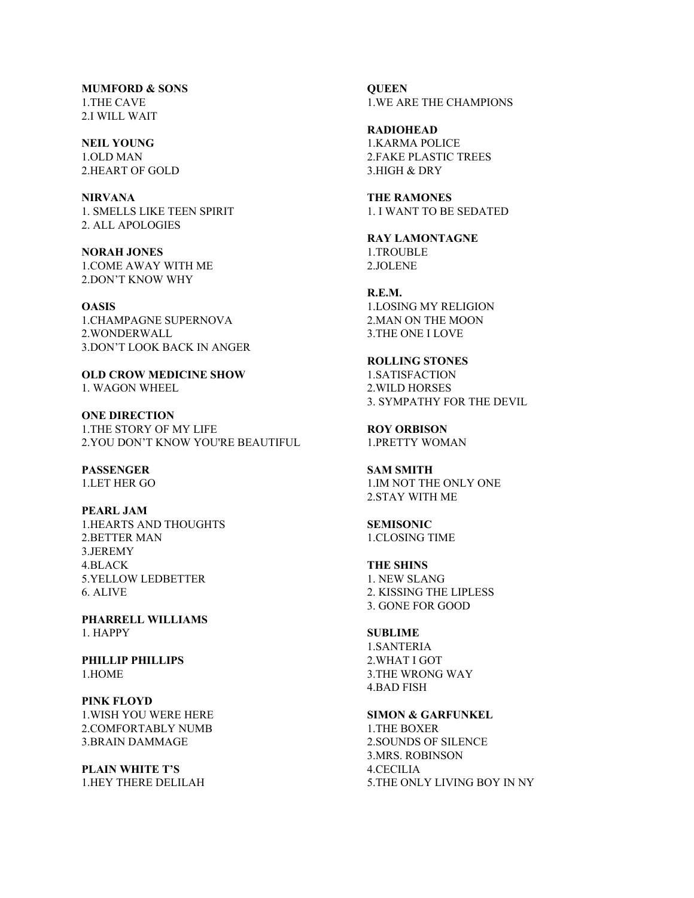**MUMFORD & SONS**
1.THE CAVE
2.I WILL WAIT

**NEIL YOUNG**
1.OLD MAN
2.HEART OF GOLD

**NIRVANA**
1. SMELLS LIKE TEEN SPIRIT
2. ALL APOLOGIES

**NORAH JONES**
1.COME AWAY WITH ME
2.DON'T KNOW WHY

**OASIS**
1.CHAMPAGNE SUPERNOVA
2.WONDERWALL
3.DON'T LOOK BACK IN ANGER

**OLD CROW MEDICINE SHOW**
1. WAGON WHEEL

**ONE DIRECTION**
1.THE STORY OF MY LIFE
2.YOU DON'T KNOW YOU'RE BEAUTIFUL

**PASSENGER**
1.LET HER GO

**PEARL JAM**
1.HEARTS AND THOUGHTS
2.BETTER MAN
3.JEREMY
4.BLACK
5.YELLOW LEDBETTER
6. ALIVE

**PHARRELL WILLIAMS**
1. HAPPY

**PHILLIP PHILLIPS**
1.HOME

**PINK FLOYD**
1.WISH YOU WERE HERE
2.COMFORTABLY NUMB
3.BRAIN DAMMAGE

**PLAIN WHITE T'S**
1.HEY THERE DELILAH

**QUEEN**
1.WE ARE THE CHAMPIONS

**RADIOHEAD**
1.KARMA POLICE
2.FAKE PLASTIC TREES
3.HIGH & DRY

**THE RAMONES**
1. I WANT TO BE SEDATED

**RAY LAMONTAGNE**
1.TROUBLE
2.JOLENE

**R.E.M.**
1.LOSING MY RELIGION
2.MAN ON THE MOON
3.THE ONE I LOVE

**ROLLING STONES**
1.SATISFACTION
2.WILD HORSES
3. SYMPATHY FOR THE DEVIL

**ROY ORBISON**
1.PRETTY WOMAN

**SAM SMITH**
1.IM NOT THE ONLY ONE
2.STAY WITH ME

**SEMISONIC**
1.CLOSING TIME

**THE SHINS**
1. NEW SLANG
2. KISSING THE LIPLESS
3. GONE FOR GOOD

**SUBLIME**
1.SANTERIA
2.WHAT I GOT
3.THE WRONG WAY
4.BAD FISH

**SIMON & GARFUNKEL**
1.THE BOXER
2.SOUNDS OF SILENCE
3.MRS. ROBINSON
4.CECILIA
5.THE ONLY LIVING BOY IN NY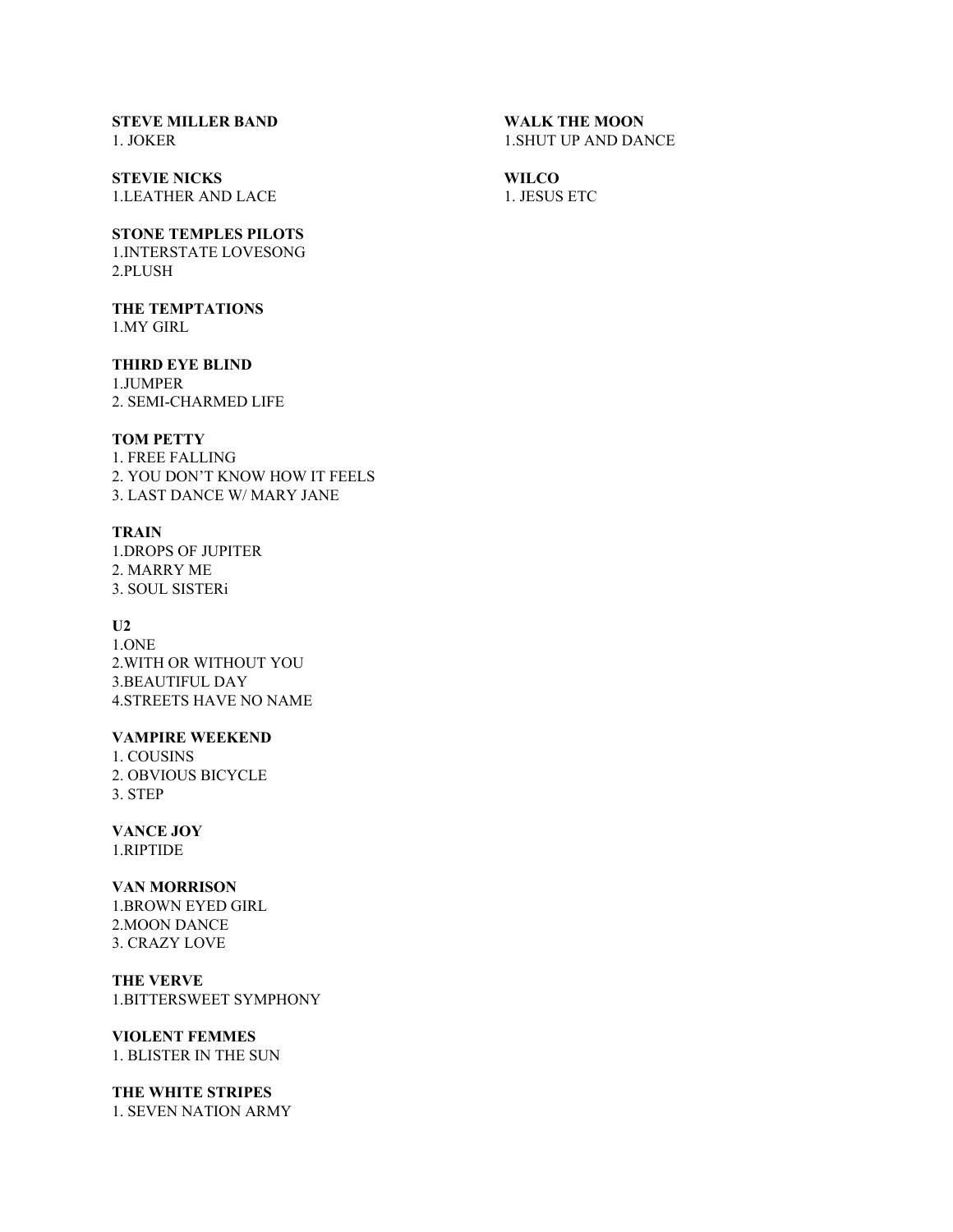**STEVE MILLER BAND**
1. JOKER

**STEVIE NICKS**
1.LEATHER AND LACE

**STONE TEMPLES PILOTS**
1.INTERSTATE LOVESONG
2.PLUSH

**THE TEMPTATIONS**
1.MY GIRL

**THIRD EYE BLIND**
1.JUMPER
2. SEMI-CHARMED LIFE

**TOM PETTY**
1. FREE FALLING
2. YOU DON'T KNOW HOW IT FEELS
3. LAST DANCE W/ MARY JANE

**TRAIN**
1.DROPS OF JUPITER
2. MARRY ME
3. SOUL SISTERi

**U2**
1.ONE
2.WITH OR WITHOUT YOU
3.BEAUTIFUL DAY
4.STREETS HAVE NO NAME

**VAMPIRE WEEKEND**
1. COUSINS
2. OBVIOUS BICYCLE
3. STEP

**VANCE JOY**
1.RIPTIDE

**VAN MORRISON**
1.BROWN EYED GIRL
2.MOON DANCE
3. CRAZY LOVE

**THE VERVE**
1.BITTERSWEET SYMPHONY

**VIOLENT FEMMES**
1. BLISTER IN THE SUN

**THE WHITE STRIPES**
1. SEVEN NATION ARMY

**WALK THE MOON**
1.SHUT UP AND DANCE

**WILCO**
1. JESUS ETC